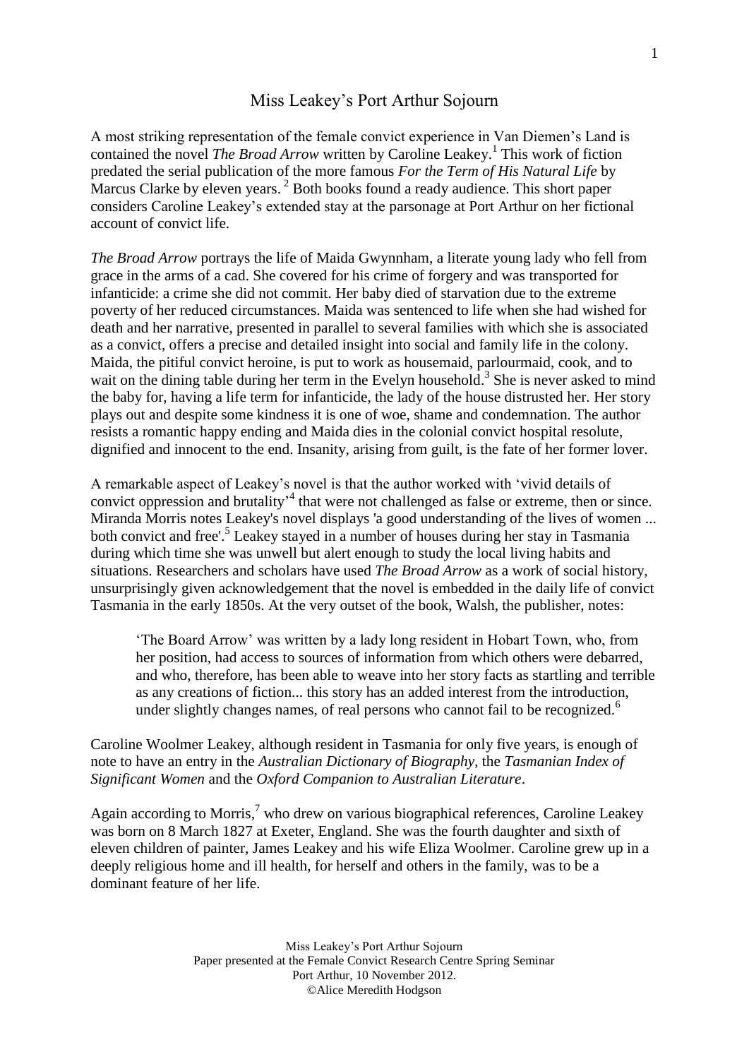# Miss Leakey's Port Arthur Sojourn

A most striking representation of the female convict experience in Van Diemen's Land is contained the novel *The Broad Arrow* written by Caroline Leakey.[1] This work of fiction predated the serial publication of the more famous *For the Term of His Natural Life* by Marcus Clarke by eleven years. [2] Both books found a ready audience. This short paper considers Caroline Leakey's extended stay at the parsonage at Port Arthur on her fictional account of convict life.

*The Broad Arrow* portrays the life of Maida Gwynnham, a literate young lady who fell from grace in the arms of a cad. She covered for his crime of forgery and was transported for infanticide: a crime she did not commit. Her baby died of starvation due to the extreme poverty of her reduced circumstances. Maida was sentenced to life when she had wished for death and her narrative, presented in parallel to several families with which she is associated as a convict, offers a precise and detailed insight into social and family life in the colony. Maida, the pitiful convict heroine, is put to work as housemaid, parlourmaid, cook, and to wait on the dining table during her term in the Evelyn household.[3] She is never asked to mind the baby for, having a life term for infanticide, the lady of the house distrusted her. Her story plays out and despite some kindness it is one of woe, shame and condemnation. The author resists a romantic happy ending and Maida dies in the colonial convict hospital resolute, dignified and innocent to the end. Insanity, arising from guilt, is the fate of her former lover.

A remarkable aspect of Leakey's novel is that the author worked with 'vivid details of convict oppression and brutality'[4] that were not challenged as false or extreme, then or since. Miranda Morris notes Leakey's novel displays 'a good understanding of the lives of women ... both convict and free'.[5] Leakey stayed in a number of houses during her stay in Tasmania during which time she was unwell but alert enough to study the local living habits and situations. Researchers and scholars have used *The Broad Arrow* as a work of social history, unsurprisingly given acknowledgement that the novel is embedded in the daily life of convict Tasmania in the early 1850s. At the very outset of the book, Walsh, the publisher, notes:

> 'The Board Arrow' was written by a lady long resident in Hobart Town, who, from her position, had access to sources of information from which others were debarred, and who, therefore, has been able to weave into her story facts as startling and terrible as any creations of fiction... this story has an added interest from the introduction, under slightly changes names, of real persons who cannot fail to be recognized.[6]

Caroline Woolmer Leakey, although resident in Tasmania for only five years, is enough of note to have an entry in the *Australian Dictionary of Biography*, the *Tasmanian Index of Significant Women* and the *Oxford Companion to Australian Literature*.

Again according to Morris,[7] who drew on various biographical references, Caroline Leakey was born on 8 March 1827 at Exeter, England. She was the fourth daughter and sixth of eleven children of painter, James Leakey and his wife Eliza Woolmer. Caroline grew up in a deeply religious home and ill health, for herself and others in the family, was to be a dominant feature of her life.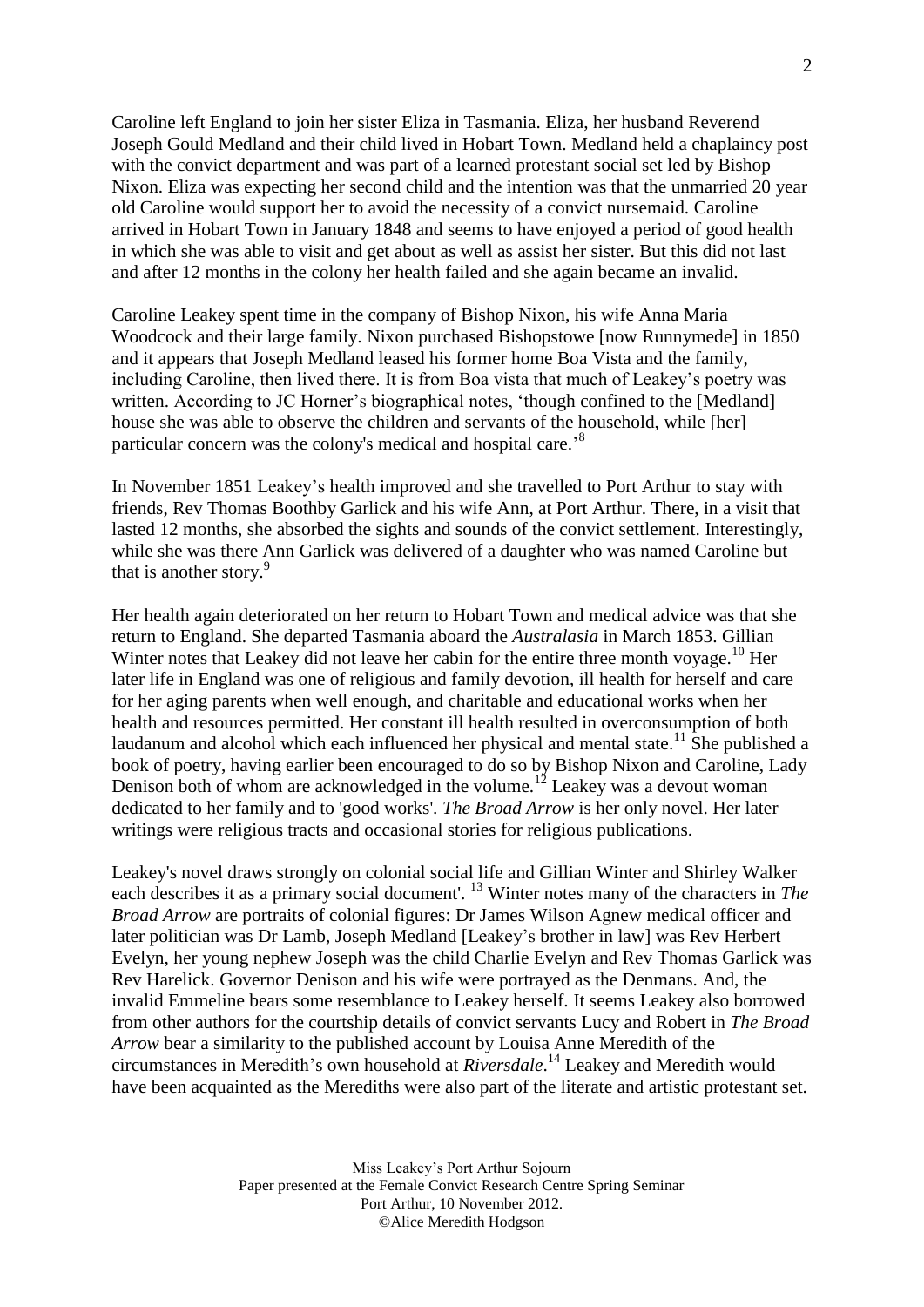Caroline left England to join her sister Eliza in Tasmania. Eliza, her husband Reverend Joseph Gould Medland and their child lived in Hobart Town. Medland held a chaplaincy post with the convict department and was part of a learned protestant social set led by Bishop Nixon. Eliza was expecting her second child and the intention was that the unmarried 20 year old Caroline would support her to avoid the necessity of a convict nursemaid. Caroline arrived in Hobart Town in January 1848 and seems to have enjoyed a period of good health in which she was able to visit and get about as well as assist her sister. But this did not last and after 12 months in the colony her health failed and she again became an invalid.

Caroline Leakey spent time in the company of Bishop Nixon, his wife Anna Maria Woodcock and their large family. Nixon purchased Bishopstowe [now Runnymede] in 1850 and it appears that Joseph Medland leased his former home Boa Vista and the family, including Caroline, then lived there. It is from Boa vista that much of Leakey's poetry was written. According to JC Horner's biographical notes, 'though confined to the [Medland] house she was able to observe the children and servants of the household, while [her] particular concern was the colony's medical and hospital care.'[8]

In November 1851 Leakey's health improved and she travelled to Port Arthur to stay with friends, Rev Thomas Boothby Garlick and his wife Ann, at Port Arthur. There, in a visit that lasted 12 months, she absorbed the sights and sounds of the convict settlement. Interestingly, while she was there Ann Garlick was delivered of a daughter who was named Caroline but that is another story.[9]

Her health again deteriorated on her return to Hobart Town and medical advice was that she return to England. She departed Tasmania aboard the *Australasia* in March 1853. Gillian Winter notes that Leakey did not leave her cabin for the entire three month voyage.[10] Her later life in England was one of religious and family devotion, ill health for herself and care for her aging parents when well enough, and charitable and educational works when her health and resources permitted. Her constant ill health resulted in overconsumption of both laudanum and alcohol which each influenced her physical and mental state.[11] She published a book of poetry, having earlier been encouraged to do so by Bishop Nixon and Caroline, Lady Denison both of whom are acknowledged in the volume.[12] Leakey was a devout woman dedicated to her family and to 'good works'. *The Broad Arrow* is her only novel. Her later writings were religious tracts and occasional stories for religious publications.

Leakey's novel draws strongly on colonial social life and Gillian Winter and Shirley Walker each describes it as a primary social document'. [13] Winter notes many of the characters in *The Broad Arrow* are portraits of colonial figures: Dr James Wilson Agnew medical officer and later politician was Dr Lamb, Joseph Medland [Leakey's brother in law] was Rev Herbert Evelyn, her young nephew Joseph was the child Charlie Evelyn and Rev Thomas Garlick was Rev Harelick. Governor Denison and his wife were portrayed as the Denmans. And, the invalid Emmeline bears some resemblance to Leakey herself. It seems Leakey also borrowed from other authors for the courtship details of convict servants Lucy and Robert in *The Broad Arrow* bear a similarity to the published account by Louisa Anne Meredith of the circumstances in Meredith's own household at *Riversdale*.[14] Leakey and Meredith would have been acquainted as the Merediths were also part of the literate and artistic protestant set.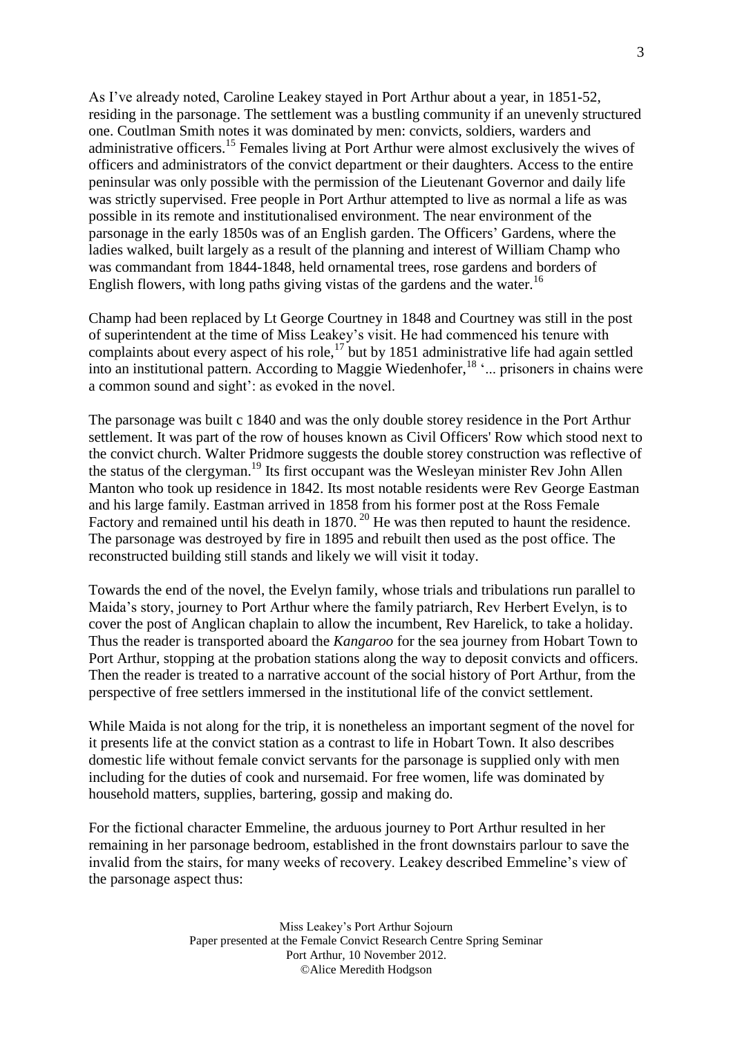As I've already noted, Caroline Leakey stayed in Port Arthur about a year, in 1851-52, residing in the parsonage. The settlement was a bustling community if an unevenly structured one. Coutlman Smith notes it was dominated by men: convicts, soldiers, warders and administrative officers.[15] Females living at Port Arthur were almost exclusively the wives of officers and administrators of the convict department or their daughters. Access to the entire peninsular was only possible with the permission of the Lieutenant Governor and daily life was strictly supervised. Free people in Port Arthur attempted to live as normal a life as was possible in its remote and institutionalised environment. The near environment of the parsonage in the early 1850s was of an English garden. The Officers' Gardens, where the ladies walked, built largely as a result of the planning and interest of William Champ who was commandant from 1844-1848, held ornamental trees, rose gardens and borders of English flowers, with long paths giving vistas of the gardens and the water.[16]

Champ had been replaced by Lt George Courtney in 1848 and Courtney was still in the post of superintendent at the time of Miss Leakey's visit. He had commenced his tenure with complaints about every aspect of his role,[17] but by 1851 administrative life had again settled into an institutional pattern. According to Maggie Wiedenhofer,[18] '... prisoners in chains were a common sound and sight': as evoked in the novel.

The parsonage was built c 1840 and was the only double storey residence in the Port Arthur settlement. It was part of the row of houses known as Civil Officers' Row which stood next to the convict church. Walter Pridmore suggests the double storey construction was reflective of the status of the clergyman.[19] Its first occupant was the Wesleyan minister Rev John Allen Manton who took up residence in 1842. Its most notable residents were Rev George Eastman and his large family. Eastman arrived in 1858 from his former post at the Ross Female Factory and remained until his death in 1870. [20] He was then reputed to haunt the residence. The parsonage was destroyed by fire in 1895 and rebuilt then used as the post office. The reconstructed building still stands and likely we will visit it today.

Towards the end of the novel, the Evelyn family, whose trials and tribulations run parallel to Maida's story, journey to Port Arthur where the family patriarch, Rev Herbert Evelyn, is to cover the post of Anglican chaplain to allow the incumbent, Rev Harelick, to take a holiday. Thus the reader is transported aboard the *Kangaroo* for the sea journey from Hobart Town to Port Arthur, stopping at the probation stations along the way to deposit convicts and officers. Then the reader is treated to a narrative account of the social history of Port Arthur, from the perspective of free settlers immersed in the institutional life of the convict settlement.

While Maida is not along for the trip, it is nonetheless an important segment of the novel for it presents life at the convict station as a contrast to life in Hobart Town. It also describes domestic life without female convict servants for the parsonage is supplied only with men including for the duties of cook and nursemaid. For free women, life was dominated by household matters, supplies, bartering, gossip and making do.

For the fictional character Emmeline, the arduous journey to Port Arthur resulted in her remaining in her parsonage bedroom, established in the front downstairs parlour to save the invalid from the stairs, for many weeks of recovery. Leakey described Emmeline's view of the parsonage aspect thus: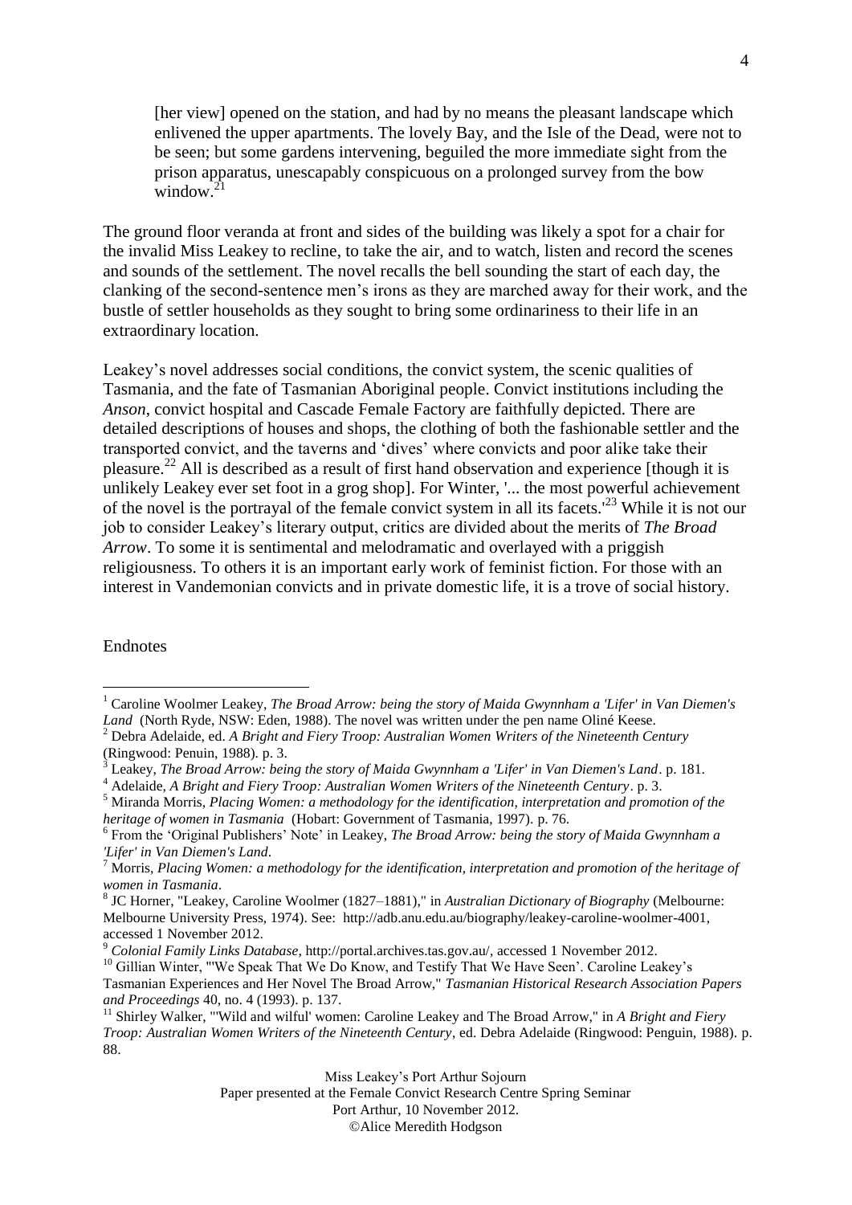> [her view] opened on the station, and had by no means the pleasant landscape which enlivened the upper apartments. The lovely Bay, and the Isle of the Dead, were not to be seen; but some gardens intervening, beguiled the more immediate sight from the prison apparatus, unescapably conspicuous on a prolonged survey from the bow window.[21]

The ground floor veranda at front and sides of the building was likely a spot for a chair for the invalid Miss Leakey to recline, to take the air, and to watch, listen and record the scenes and sounds of the settlement. The novel recalls the bell sounding the start of each day, the clanking of the second-sentence men's irons as they are marched away for their work, and the bustle of settler households as they sought to bring some ordinariness to their life in an extraordinary location.

Leakey's novel addresses social conditions, the convict system, the scenic qualities of Tasmania, and the fate of Tasmanian Aboriginal people. Convict institutions including the *Anson*, convict hospital and Cascade Female Factory are faithfully depicted. There are detailed descriptions of houses and shops, the clothing of both the fashionable settler and the transported convict, and the taverns and 'dives' where convicts and poor alike take their pleasure.[22] All is described as a result of first hand observation and experience [though it is unlikely Leakey ever set foot in a grog shop]. For Winter, '... the most powerful achievement of the novel is the portrayal of the female convict system in all its facets.'[23] While it is not our job to consider Leakey's literary output, critics are divided about the merits of *The Broad Arrow*. To some it is sentimental and melodramatic and overlayed with a priggish religiousness. To others it is an important early work of feminist fiction. For those with an interest in Vandemonian convicts and in private domestic life, it is a trove of social history.

Endnotes

[1] Caroline Woolmer Leakey, *The Broad Arrow: being the story of Maida Gwynnham a 'Lifer' in Van Diemen's Land* (North Ryde, NSW: Eden, 1988). The novel was written under the pen name Oliné Keese.

[2] Debra Adelaide, ed. *A Bright and Fiery Troop: Australian Women Writers of the Nineteenth Century* (Ringwood: Penuin, 1988). p. 3.

[3] Leakey, *The Broad Arrow: being the story of Maida Gwynnham a 'Lifer' in Van Diemen's Land*. p. 181.

[4] Adelaide, *A Bright and Fiery Troop: Australian Women Writers of the Nineteenth Century*. p. 3.

[5] Miranda Morris, *Placing Women: a methodology for the identification, interpretation and promotion of the heritage of women in Tasmania* (Hobart: Government of Tasmania, 1997). p. 76.

[6] From the 'Original Publishers' Note' in Leakey, *The Broad Arrow: being the story of Maida Gwynnham a 'Lifer' in Van Diemen's Land*.

[7] Morris, *Placing Women: a methodology for the identification, interpretation and promotion of the heritage of women in Tasmania*.

[8] JC Horner, "Leakey, Caroline Woolmer (1827–1881)," in *Australian Dictionary of Biography* (Melbourne: Melbourne University Press, 1974). See: http://adb.anu.edu.au/biography/leakey-caroline-woolmer-4001, accessed 1 November 2012.

[9] *Colonial Family Links Database*, http://portal.archives.tas.gov.au/, accessed 1 November 2012.

[10] Gillian Winter, "'We Speak That We Do Know, and Testify That We Have Seen'. Caroline Leakey's Tasmanian Experiences and Her Novel The Broad Arrow," *Tasmanian Historical Research Association Papers and Proceedings* 40, no. 4 (1993). p. 137.

[11] Shirley Walker, "'Wild and wilful' women: Caroline Leakey and The Broad Arrow," in *A Bright and Fiery Troop: Australian Women Writers of the Nineteenth Century*, ed. Debra Adelaide (Ringwood: Penguin, 1988). p. 88.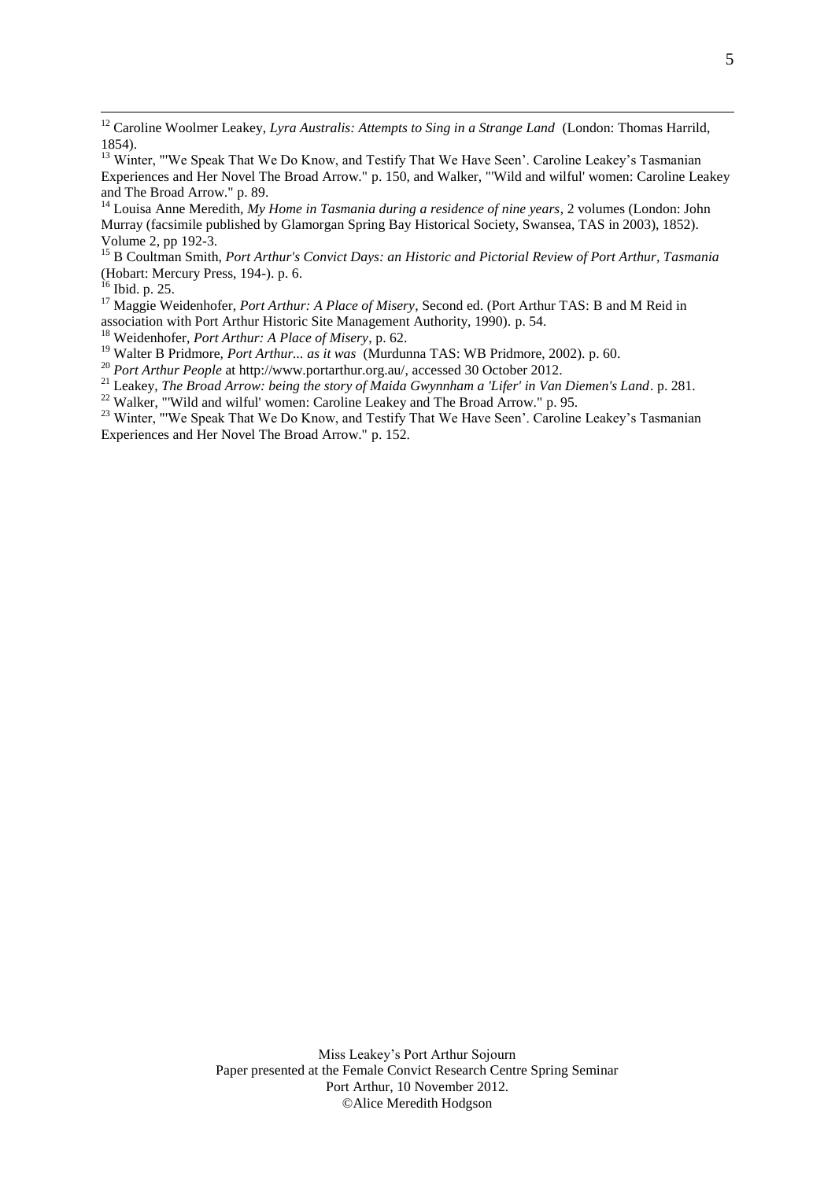[12] Caroline Woolmer Leakey, *Lyra Australis: Attempts to Sing in a Strange Land* (London: Thomas Harrild, 1854).

[13] Winter, "'We Speak That We Do Know, and Testify That We Have Seen'. Caroline Leakey's Tasmanian Experiences and Her Novel The Broad Arrow." p. 150, and Walker, "'Wild and wilful' women: Caroline Leakey and The Broad Arrow." p. 89.

[14] Louisa Anne Meredith, *My Home in Tasmania during a residence of nine years*, 2 volumes (London: John Murray (facsimile published by Glamorgan Spring Bay Historical Society, Swansea, TAS in 2003), 1852). Volume 2, pp 192-3.

[15] B Coultman Smith, *Port Arthur's Convict Days: an Historic and Pictorial Review of Port Arthur, Tasmania* (Hobart: Mercury Press, 194-). p. 6.

[16] Ibid. p. 25.

[17] Maggie Weidenhofer, *Port Arthur: A Place of Misery*, Second ed. (Port Arthur TAS: B and M Reid in association with Port Arthur Historic Site Management Authority, 1990). p. 54.

[18] Weidenhofer, *Port Arthur: A Place of Misery*, p. 62.

[19] Walter B Pridmore, *Port Arthur... as it was* (Murdunna TAS: WB Pridmore, 2002). p. 60.

[20] *Port Arthur People* at http://www.portarthur.org.au/, accessed 30 October 2012.

[21] Leakey, *The Broad Arrow: being the story of Maida Gwynnham a 'Lifer' in Van Diemen's Land*. p. 281.

[22] Walker, "'Wild and wilful' women: Caroline Leakey and The Broad Arrow." p. 95.

[23] Winter, "'We Speak That We Do Know, and Testify That We Have Seen'. Caroline Leakey's Tasmanian Experiences and Her Novel The Broad Arrow." p. 152.